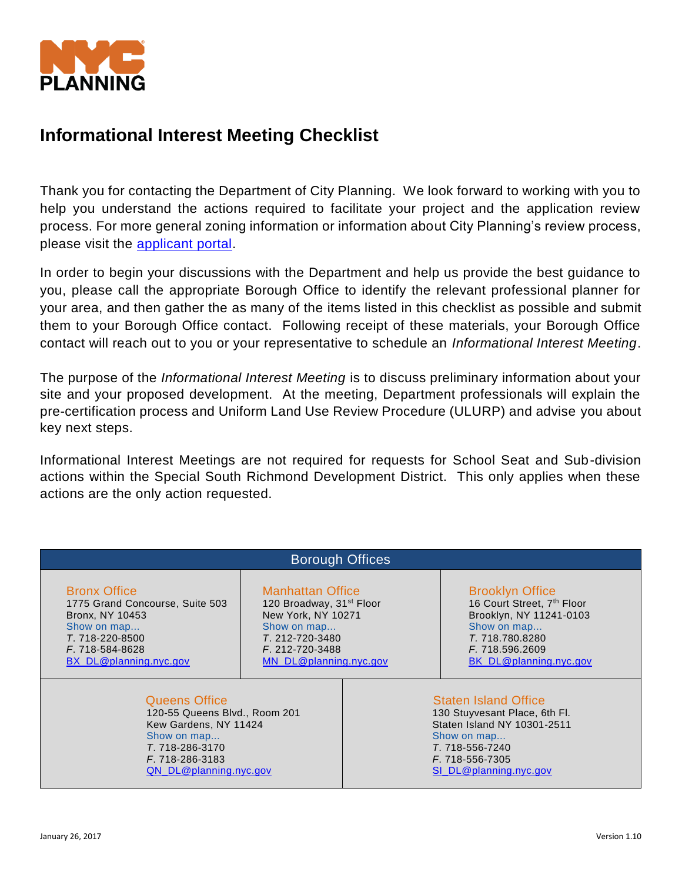NYC PLANNING

# Informational Interest Meeting Checklist

Thank you for contacting the Department of City Planning. We look forward to working with you to help you understand the actions required to facilitate your project and the application review process. For more general zoning information or information about City Planning's review process, please visit the applicant portal.

In order to begin your discussions with the Department and help us provide the best guidance to you, please call the appropriate Borough Office to identify the relevant professional planner for your area, and then gather the as many of the items listed in this checklist as possible and submit them to your Borough Office contact. Following receipt of these materials, your Borough Office contact will reach out to you or your representative to schedule an *Informational Interest Meeting*.

The purpose of the *Informational Interest Meeting* is to discuss preliminary information about your site and your proposed development. At the meeting, Department professionals will explain the pre-certification process and Uniform Land Use Review Procedure (ULURP) and advise you about key next steps.

Informational Interest Meetings are not required for requests for School Seat and Sub-division actions within the Special South Richmond Development District. This only applies when these actions are the only action requested.

## Borough Offices

| Bronx Office | Manhattan Office | Brooklyn Office |
|---|---|---|
| 1775 Grand Concourse, Suite 503<br>Bronx, NY 10453<br>Show on map...<br>*T.* 718-220-8500<br>*F.* 718-584-8628<br>BX_DL@planning.nyc.gov | 120 Broadway, 31st Floor<br>New York, NY 10271<br>Show on map...<br>*T.* 212-720-3480<br>*F.* 212-720-3488<br>MN_DL@planning.nyc.gov | 16 Court Street, 7th Floor<br>Brooklyn, NY 11241-0103<br>Show on map...<br>*T.* 718.780.8280<br>*F.* 718.596.2609<br>BK_DL@planning.nyc.gov |

| Queens Office | Staten Island Office |
|---|---|
| 120-55 Queens Blvd., Room 201<br>Kew Gardens, NY 11424<br>Show on map...<br>*T.* 718-286-3170<br>*F.* 718-286-3183<br>QN_DL@planning.nyc.gov | 130 Stuyvesant Place, 6th Fl.<br>Staten Island NY 10301-2511<br>Show on map...<br>*T.* 718-556-7240<br>*F.* 718-556-7305<br>SI_DL@planning.nyc.gov |

January 26, 2017 Version 1.10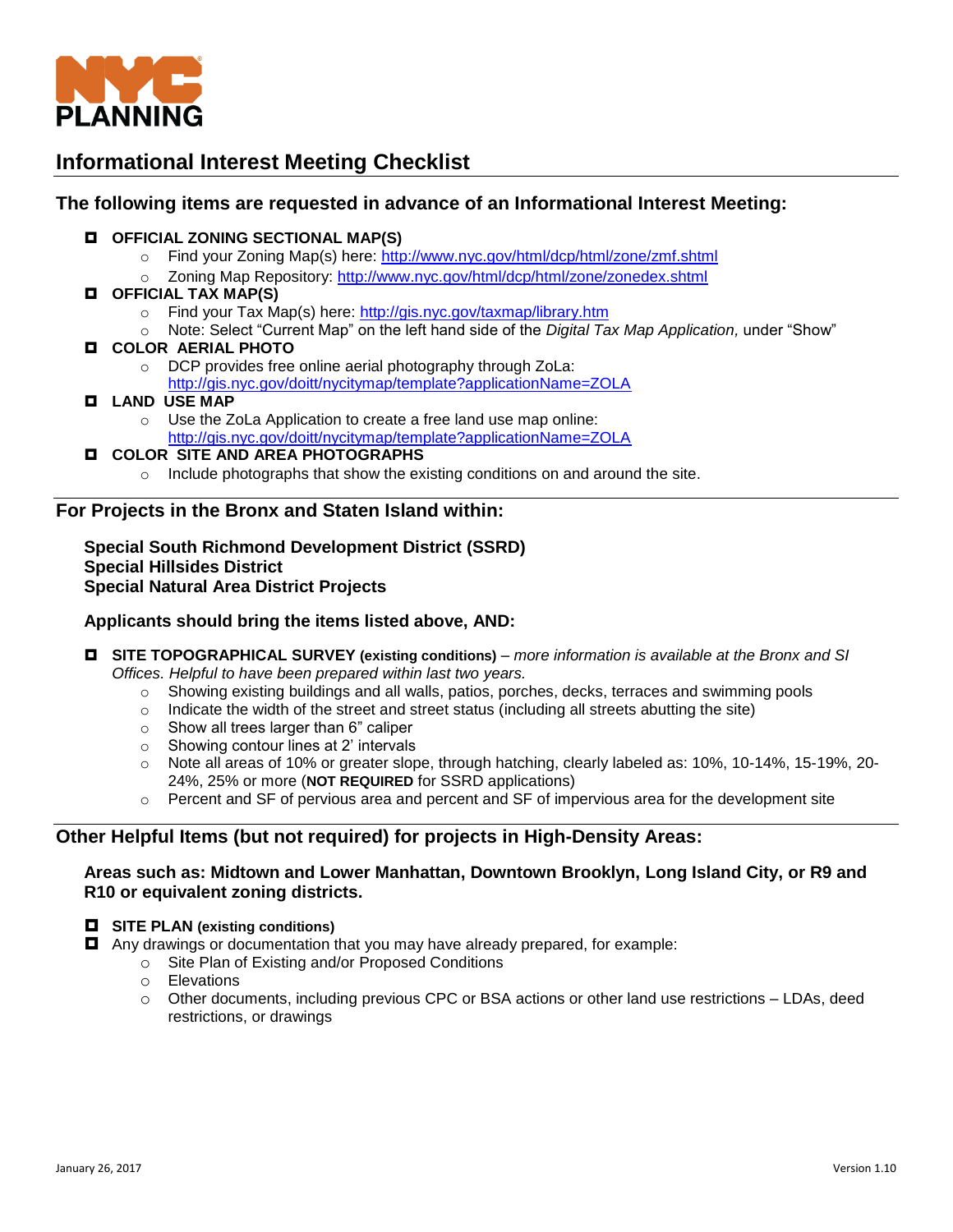**NYC PLANNING**

# Informational Interest Meeting Checklist

## The following items are requested in advance of an Informational Interest Meeting:

- **OFFICIAL ZONING SECTIONAL MAP(S)**
  - Find your Zoning Map(s) here: http://www.nyc.gov/html/dcp/html/zone/zmf.shtml
  - Zoning Map Repository: http://www.nyc.gov/html/dcp/html/zone/zonedex.shtml
- **OFFICIAL TAX MAP(S)**
  - Find your Tax Map(s) here: http://gis.nyc.gov/taxmap/library.htm
  - Note: Select “Current Map” on the left hand side of the *Digital Tax Map Application,* under “Show”
- **COLOR AERIAL PHOTO**
  - DCP provides free online aerial photography through ZoLa: http://gis.nyc.gov/doitt/nycitymap/template?applicationName=ZOLA
- **LAND USE MAP**
  - Use the ZoLa Application to create a free land use map online: http://gis.nyc.gov/doitt/nycitymap/template?applicationName=ZOLA
- **COLOR SITE AND AREA PHOTOGRAPHS**
  - Include photographs that show the existing conditions on and around the site.

## For Projects in the Bronx and Staten Island within:

**Special South Richmond Development District (SSRD)**
**Special Hillsides District**
**Special Natural Area District Projects**

**Applicants should bring the items listed above, AND:**

- **SITE TOPOGRAPHICAL SURVEY (existing conditions)** – *more information is available at the Bronx and SI Offices. Helpful to have been prepared within last two years.*
  - Showing existing buildings and all walls, patios, porches, decks, terraces and swimming pools
  - Indicate the width of the street and street status (including all streets abutting the site)
  - Show all trees larger than 6” caliper
  - Showing contour lines at 2’ intervals
  - Note all areas of 10% or greater slope, through hatching, clearly labeled as: 10%, 10-14%, 15-19%, 20-24%, 25% or more (**NOT REQUIRED** for SSRD applications)
  - Percent and SF of pervious area and percent and SF of impervious area for the development site

## Other Helpful Items (but not required) for projects in High-Density Areas:

**Areas such as: Midtown and Lower Manhattan, Downtown Brooklyn, Long Island City, or R9 and R10 or equivalent zoning districts.**

- **SITE PLAN (existing conditions)**
- Any drawings or documentation that you may have already prepared, for example:
  - Site Plan of Existing and/or Proposed Conditions
  - Elevations
  - Other documents, including previous CPC or BSA actions or other land use restrictions – LDAs, deed restrictions, or drawings

January 26, 2017 Version 1.10